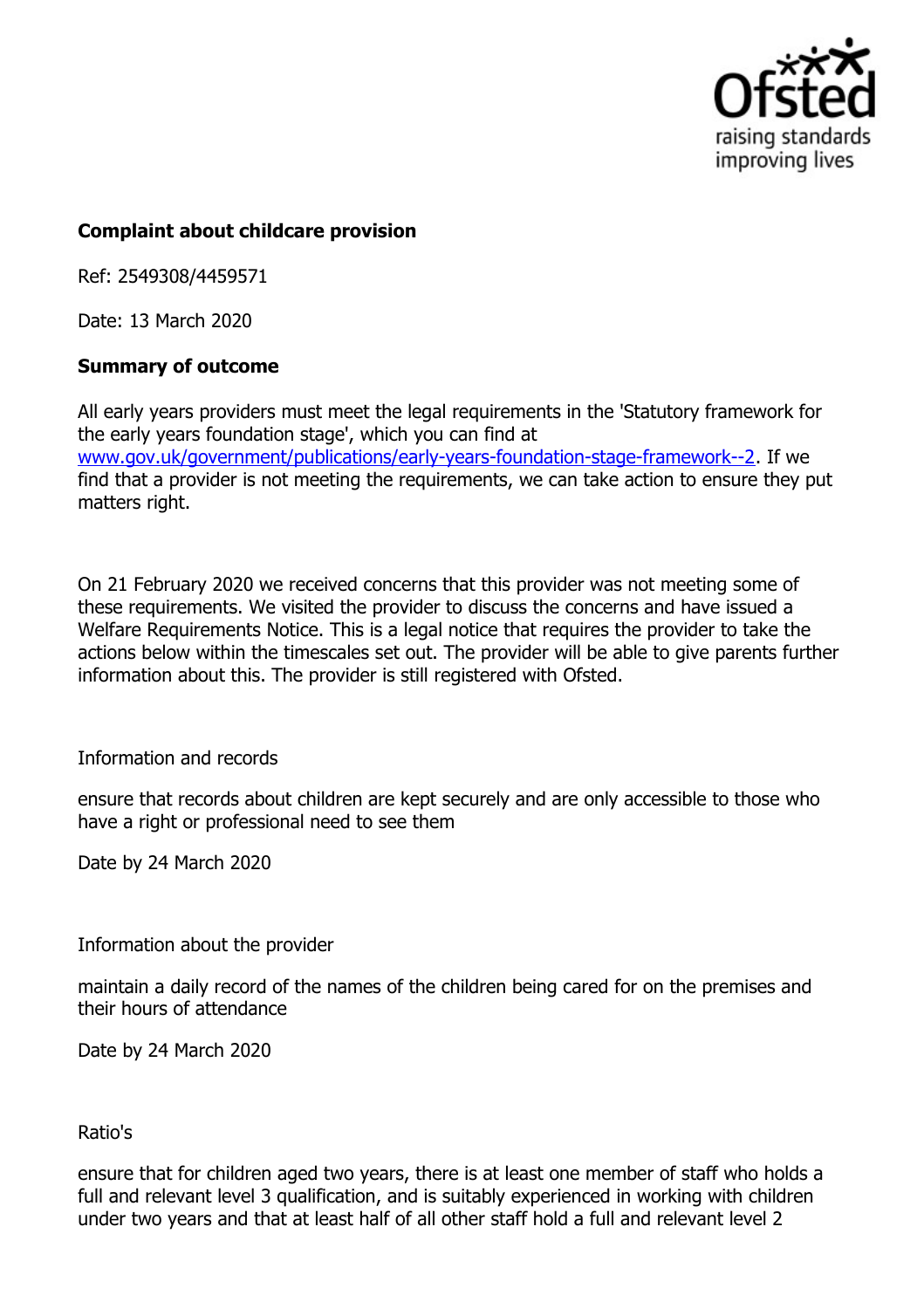**Complaint about childcare provision**

Ref: 2549308/4459571

Date: 13 March 2020

**Summary of outcome**

All early years providers must meet the legal requirements in the 'Statutory framework for the early years foundation stage', which you can find at [www.gov.uk/government/publications/early-years-foundation-stage-framework--2](www.gov.uk/government/publications/early-years-foundation-stage-framework--2). If we find that a provider is not meeting the requirements, we can take action to ensure they put matters right.

On 21 February 2020 we received concerns that this provider was not meeting some of these requirements. We visited the provider to discuss the concerns and have issued a Welfare Requirements Notice. This is a legal notice that requires the provider to take the actions below within the timescales set out. The provider will be able to give parents further information about this. The provider is still registered with Ofsted.

Information and records

ensure that records about children are kept securely and are only accessible to those who have a right or professional need to see them

Date by 24 March 2020

Information about the provider

maintain a daily record of the names of the children being cared for on the premises and their hours of attendance

Date by 24 March 2020

Ratio's

ensure that for children aged two years, there is at least one member of staff who holds a full and relevant level 3 qualification, and is suitably experienced in working with children under two years and that at least half of all other staff hold a full and relevant level 2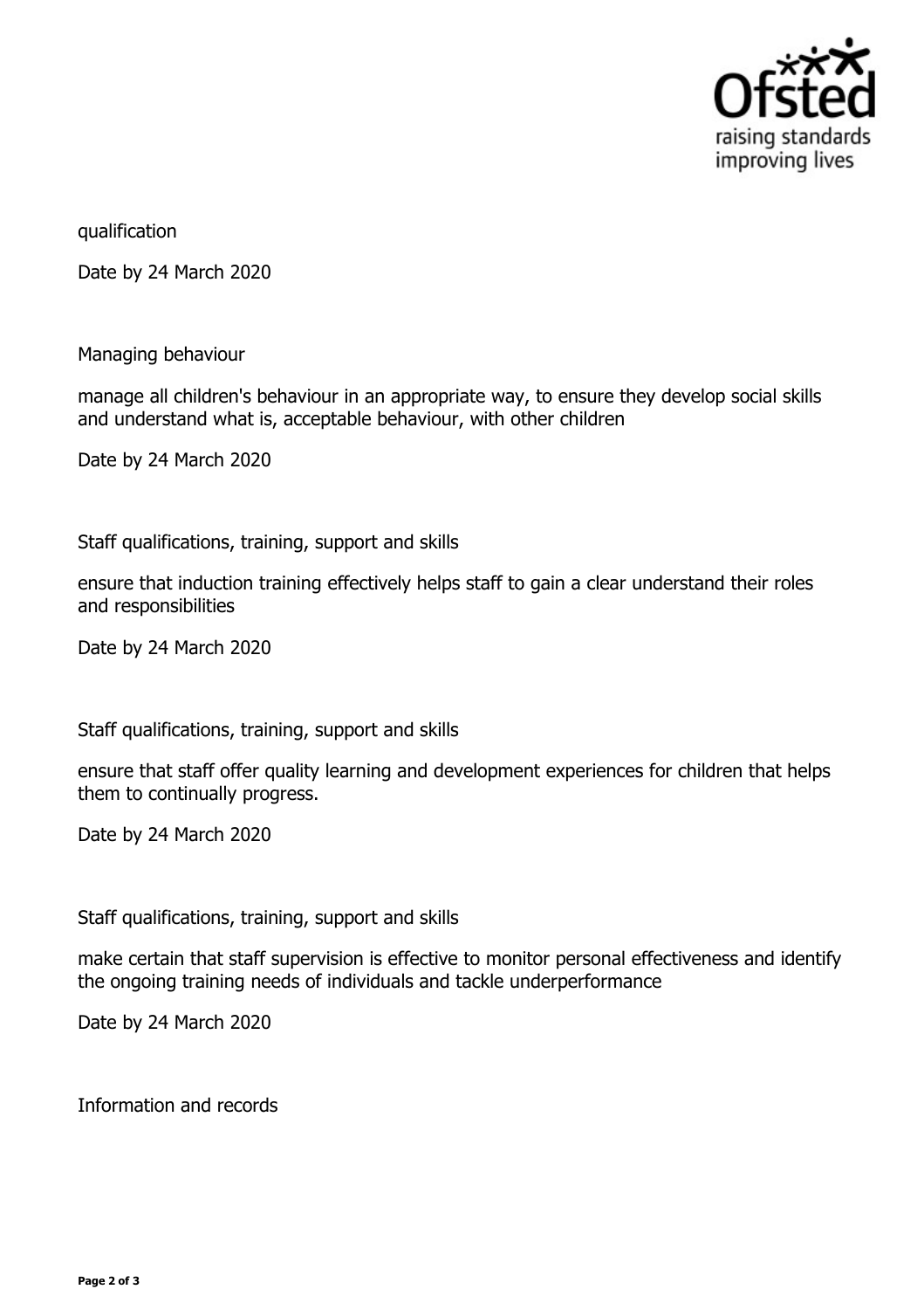qualification

Date by 24 March 2020

Managing behaviour

manage all children's behaviour in an appropriate way, to ensure they develop social skills and understand what is, acceptable behaviour, with other children

Date by 24 March 2020

Staff qualifications, training, support and skills

ensure that induction training effectively helps staff to gain a clear understand their roles and responsibilities

Date by 24 March 2020

Staff qualifications, training, support and skills

ensure that staff offer quality learning and development experiences for children that helps them to continually progress.

Date by 24 March 2020

Staff qualifications, training, support and skills

make certain that staff supervision is effective to monitor personal effectiveness and identify the ongoing training needs of individuals and tackle underperformance

Date by 24 March 2020

Information and records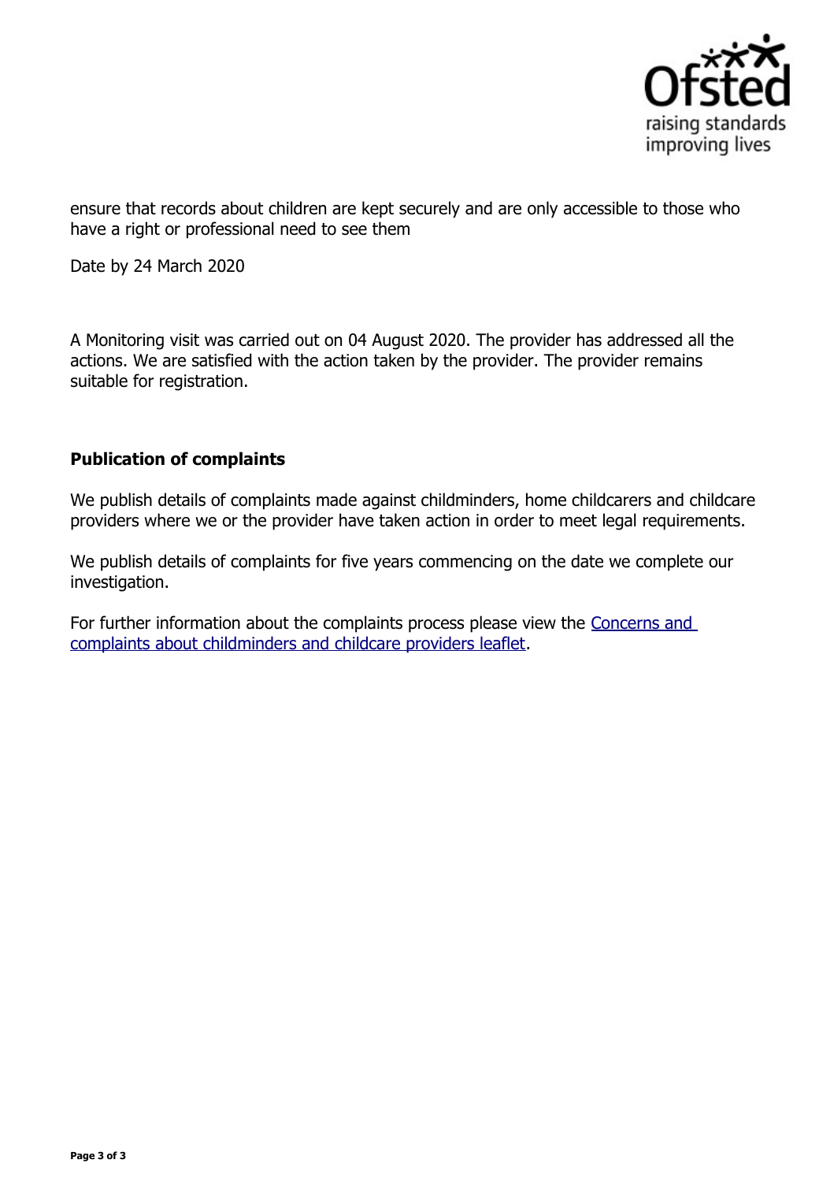ensure that records about children are kept securely and are only accessible to those who have a right or professional need to see them

Date by 24 March 2020

A Monitoring visit was carried out on 04 August 2020. The provider has addressed all the actions. We are satisfied with the action taken by the provider. The provider remains suitable for registration.

## Publication of complaints

We publish details of complaints made against childminders, home childcarers and childcare providers where we or the provider have taken action in order to meet legal requirements.

We publish details of complaints for five years commencing on the date we complete our investigation.

For further information about the complaints process please view the Concerns and complaints about childminders and childcare providers leaflet.